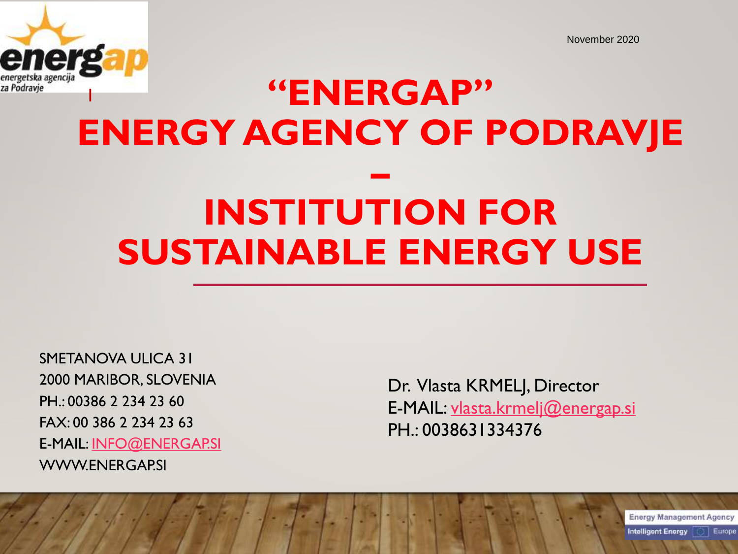energap
energetska agencija za Podravje

November 2020

# "ENERGAP" ENERGY AGENCY OF PODRAVJE – INSTITUTION FOR SUSTAINABLE ENERGY USE

SMETANOVA ULICA 31
2000 MARIBOR, SLOVENIA
PH.: 00386 2 234 23 60
FAX: 00 386 2 234 23 63
E-MAIL: INFO@ENERGAP.SI
WWW.ENERGAP.SI

Dr. Vlasta KRMELJ, Director
E-MAIL: vlasta.krmelj@energap.si
PH.: 0038631334376

Energy Management Agency
Intelligent Energy Europe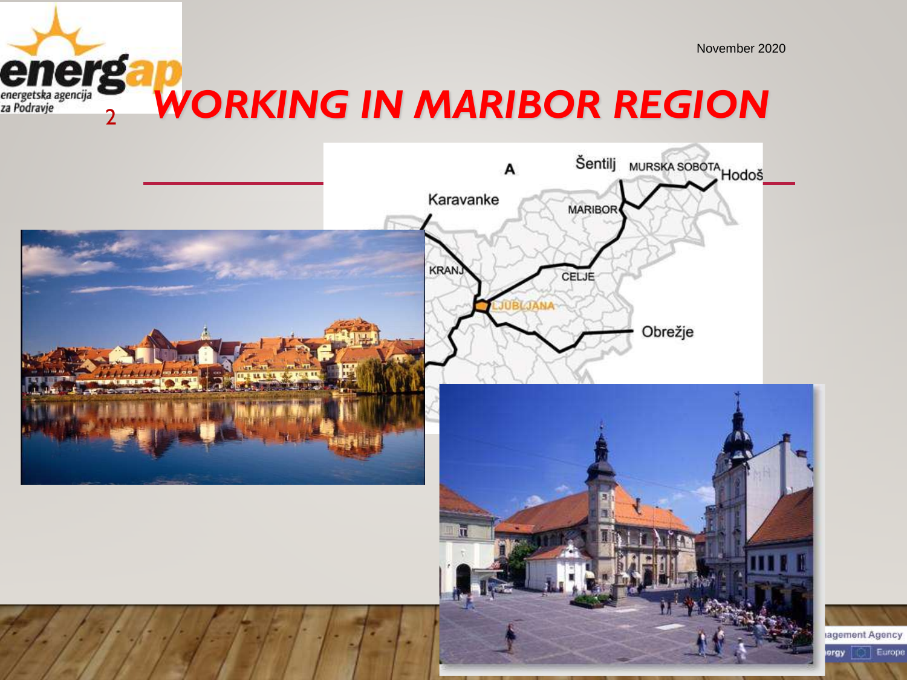# WORKING IN MARIBOR REGION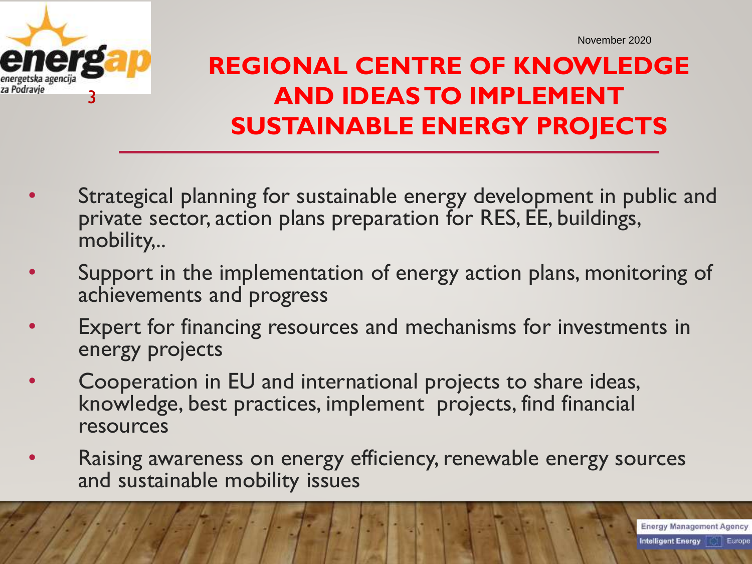November 2020

# REGIONAL CENTRE OF KNOWLEDGE AND IDEAS TO IMPLEMENT SUSTAINABLE ENERGY PROJECTS

- Strategical planning for sustainable energy development in public and private sector, action plans preparation for RES, EE, buildings, mobility,..
- Support in the implementation of energy action plans, monitoring of achievements and progress
- Expert for financing resources and mechanisms for investments in energy projects
- Cooperation in EU and international projects to share ideas, knowledge, best practices, implement projects, find financial resources
- Raising awareness on energy efficiency, renewable energy sources and sustainable mobility issues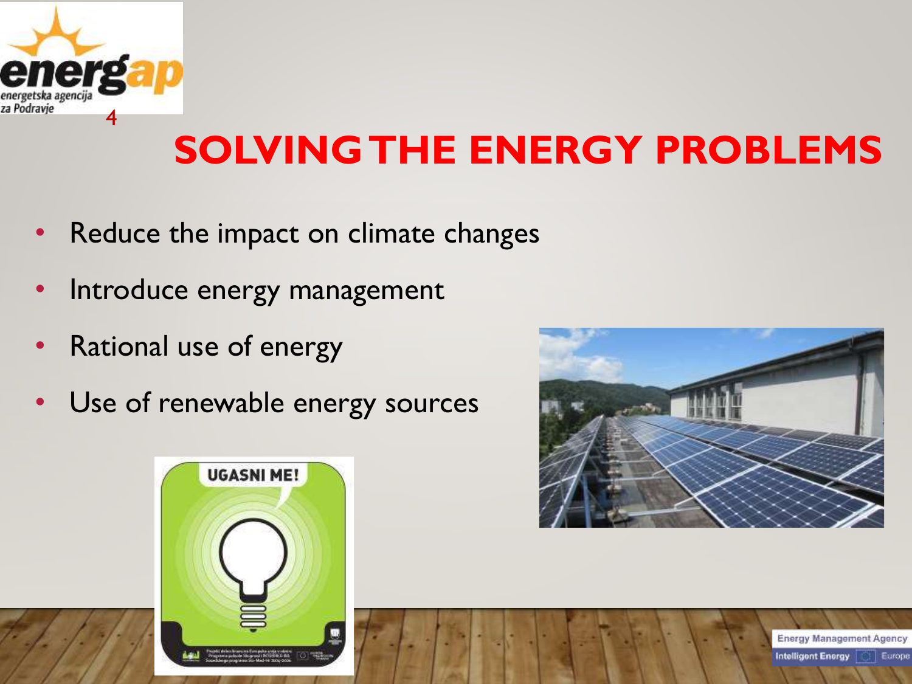# SOLVING THE ENERGY PROBLEMS

- Reduce the impact on climate changes
- Introduce energy management
- Rational use of energy
- Use of renewable energy sources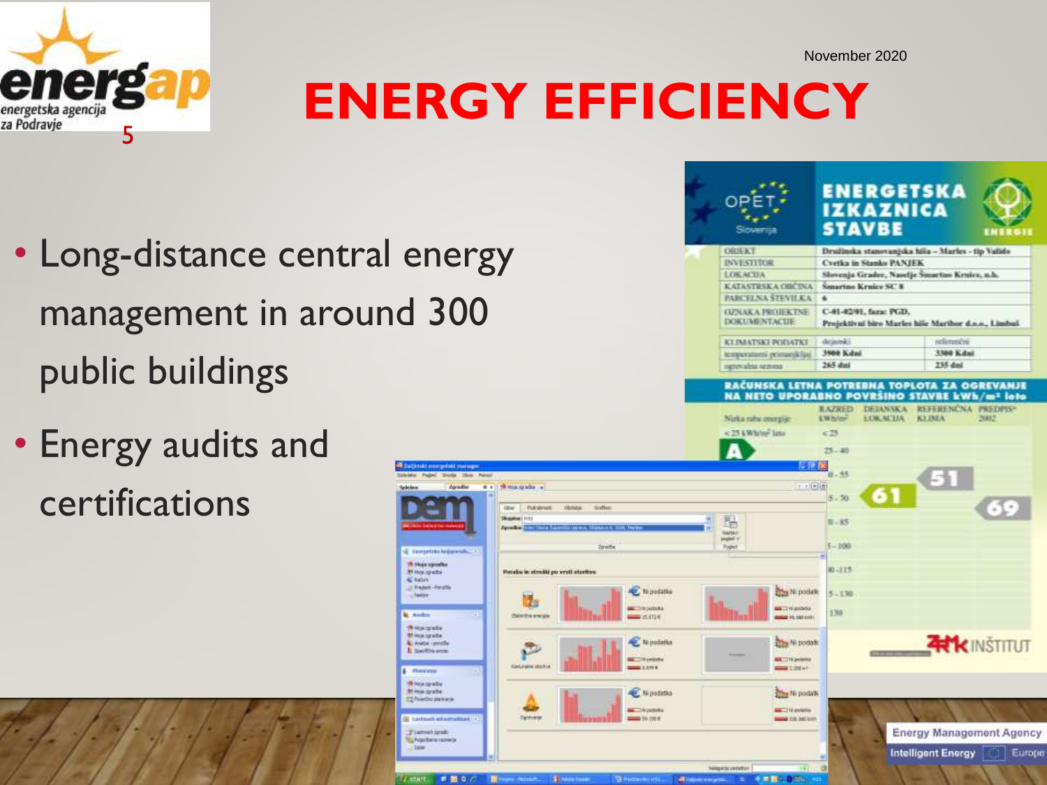# ENERGY EFFICIENCY

- Long-distance central energy management in around 300 public buildings
- Energy audits and certifications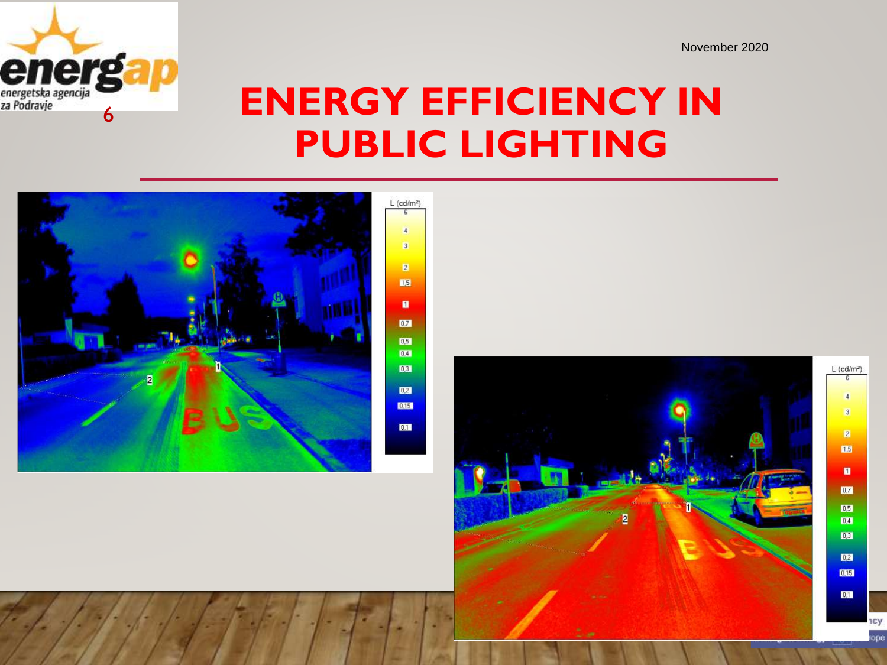# ENERGY EFFICIENCY IN PUBLIC LIGHTING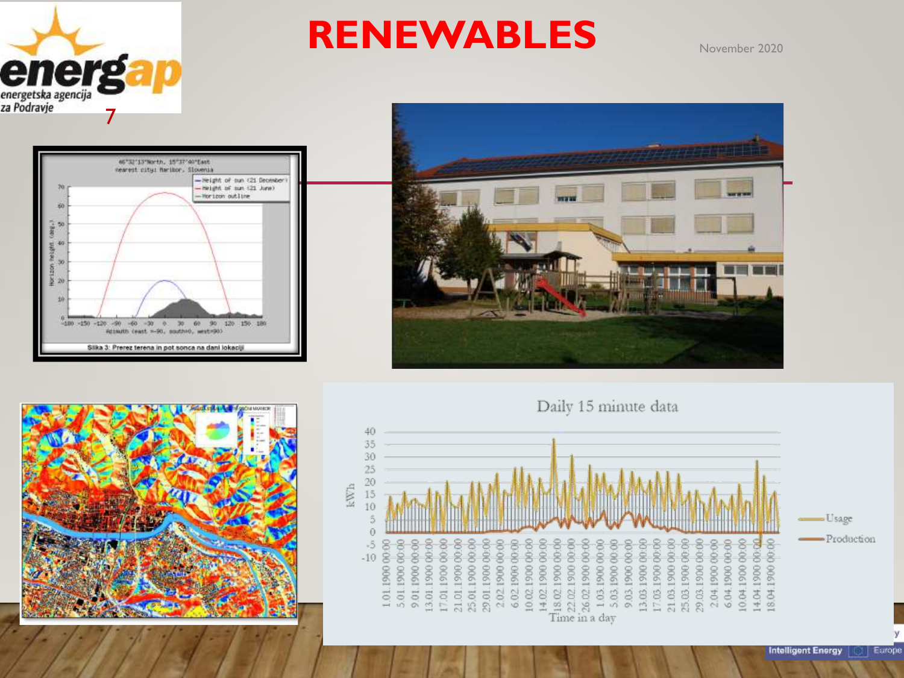# RENEWABLES

November 2020

Slika 3: Prerez terena in pot sonca na dani lokaciji

Daily 15 minute data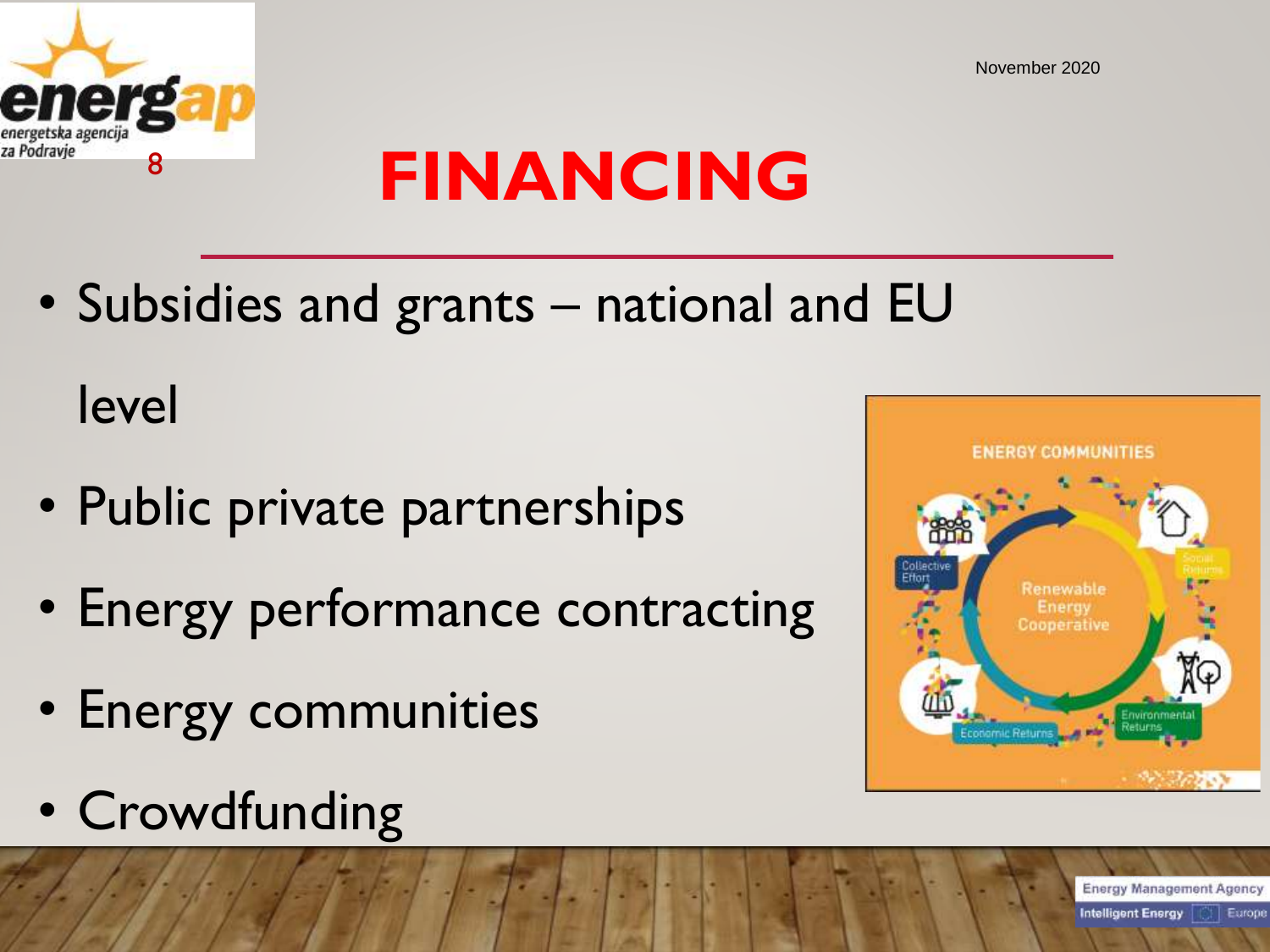# FINANCING

- Subsidies and grants – national and EU level
- Public private partnerships
- Energy performance contracting
- Energy communities
- Crowdfunding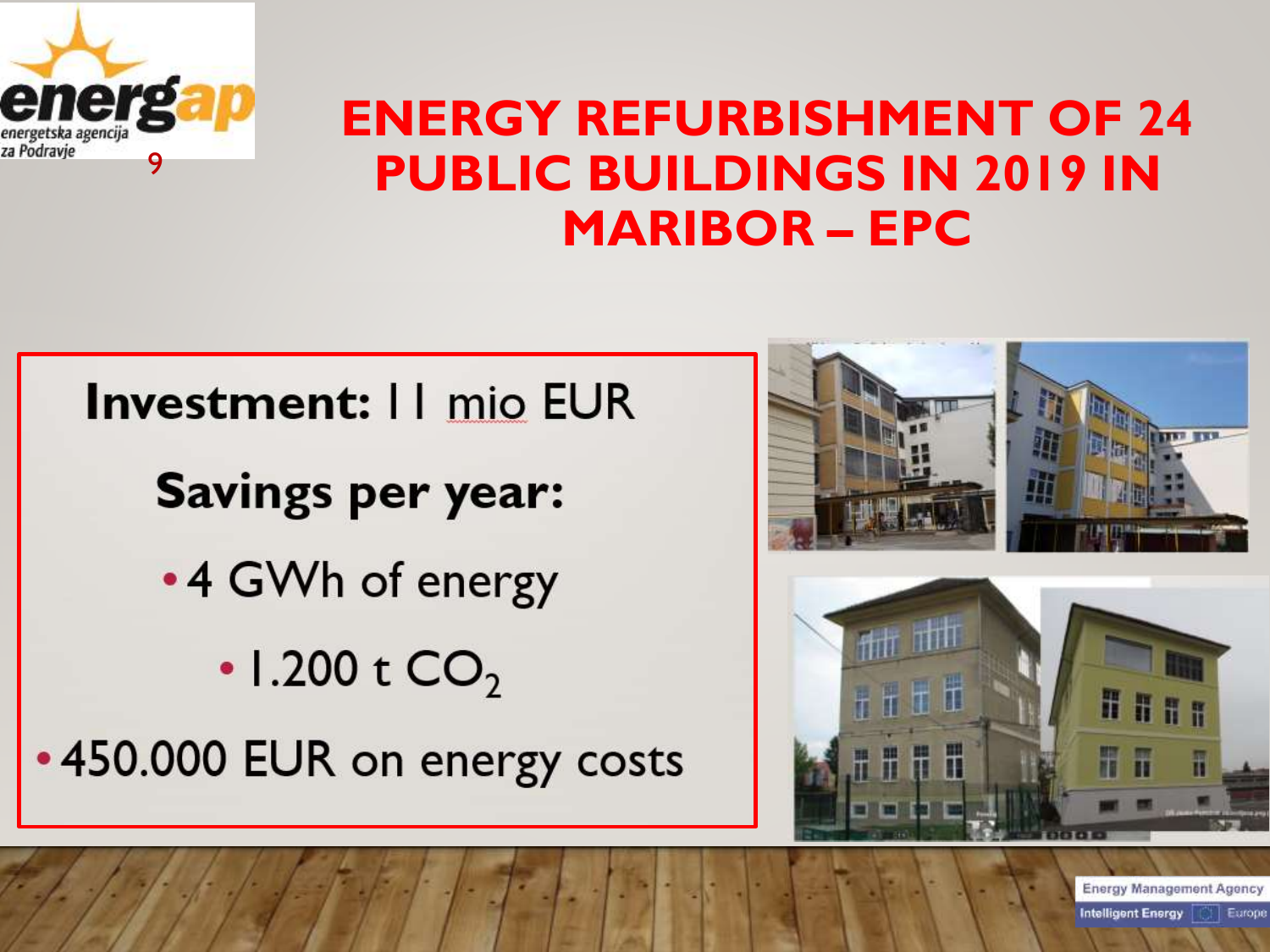# ENERGY REFURBISHMENT OF 24 PUBLIC BUILDINGS IN 2019 IN MARIBOR – EPC

**Investment:** 11 mio EUR

**Savings per year:**

- 4 GWh of energy
- 1.200 t $CO_2$
- 450.000 EUR on energy costs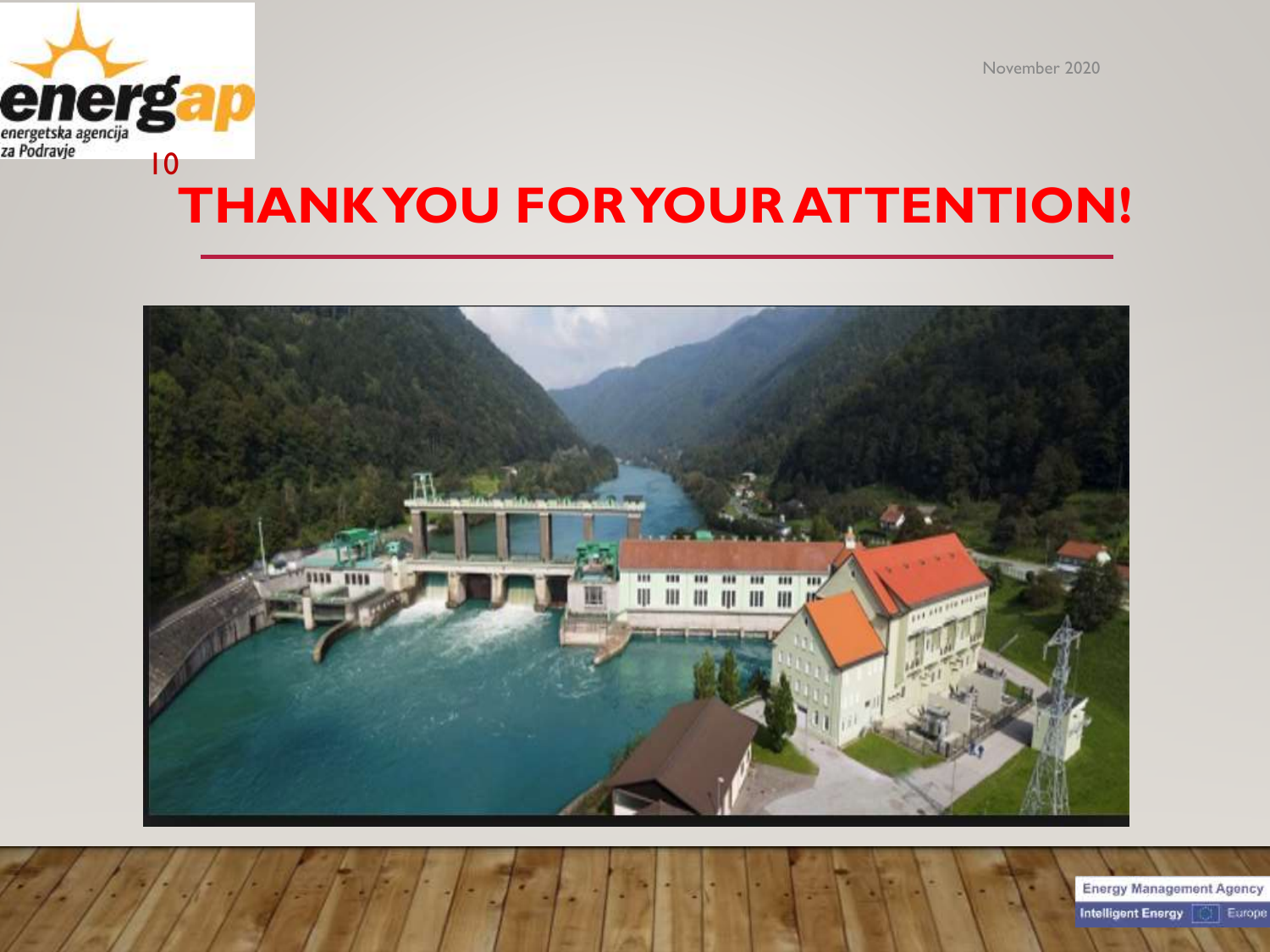# THANK YOU FOR YOUR ATTENTION!